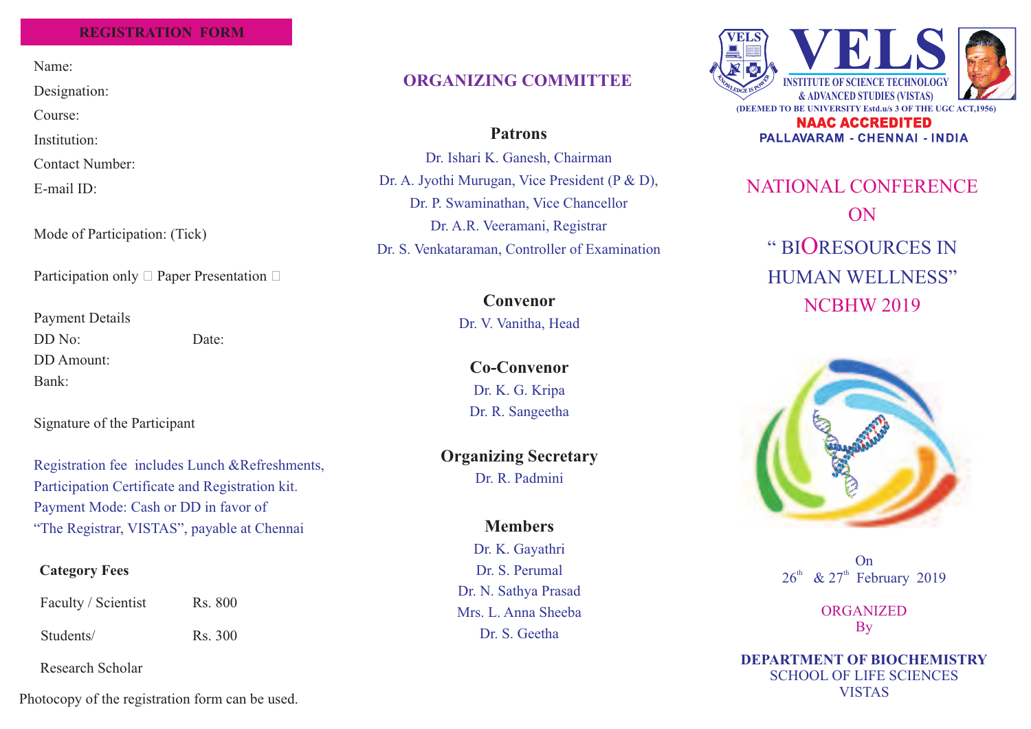## REGISTRATION FORM

Name:

Designation:

Course:

Institution:

Contact Number:

E-mail ID:

Mode of Participation: (Tick)

Participation only ☐ Paper Presentation ☐

Payment Details

DD No: Date:

DD Amount:

Bank:

Signature of the Participant

Registration fee includes Lunch &Refreshments, Participation Certificate and Registration kit.
Payment Mode: Cash or DD in favor of "The Registrar, VISTAS", payable at Chennai

| **Category** | **Fees** |
|---|---|
| Faculty / Scientist | Rs. 800 |
| Students/ Research Scholar | Rs. 300 |

Photocopy of the registration form can be used.

## ORGANIZING COMMITTEE

### Patrons

Dr. Ishari K. Ganesh, Chairman
Dr. A. Jyothi Murugan, Vice President (P & D),
Dr. P. Swaminathan, Vice Chancellor
Dr. A.R. Veeramani, Registrar
Dr. S. Venkataraman, Controller of Examination

### Convenor

Dr. V. Vanitha, Head

### Co-Convenor

Dr. K. G. Kripa
Dr. R. Sangeetha

### Organizing Secretary

Dr. R. Padmini

### Members

Dr. K. Gayathri
Dr. S. Perumal
Dr. N. Sathya Prasad
Mrs. L. Anna Sheeba
Dr. S. Geetha

**VELS**
INSTITUTE OF SCIENCE TECHNOLOGY & ADVANCED STUDIES (VISTAS)
(DEEMED TO BE UNIVERSITY Estd.u/s 3 OF THE UGC ACT,1956)
NAAC ACCREDITED
PALLAVARAM - CHENNAI - INDIA

# NATIONAL CONFERENCE ON " BIORESOURCES IN HUMAN WELLNESS" NCBHW 2019

On
26th & 27th February 2019

ORGANIZED By

**DEPARTMENT OF BIOCHEMISTRY**
SCHOOL OF LIFE SCIENCES
VISTAS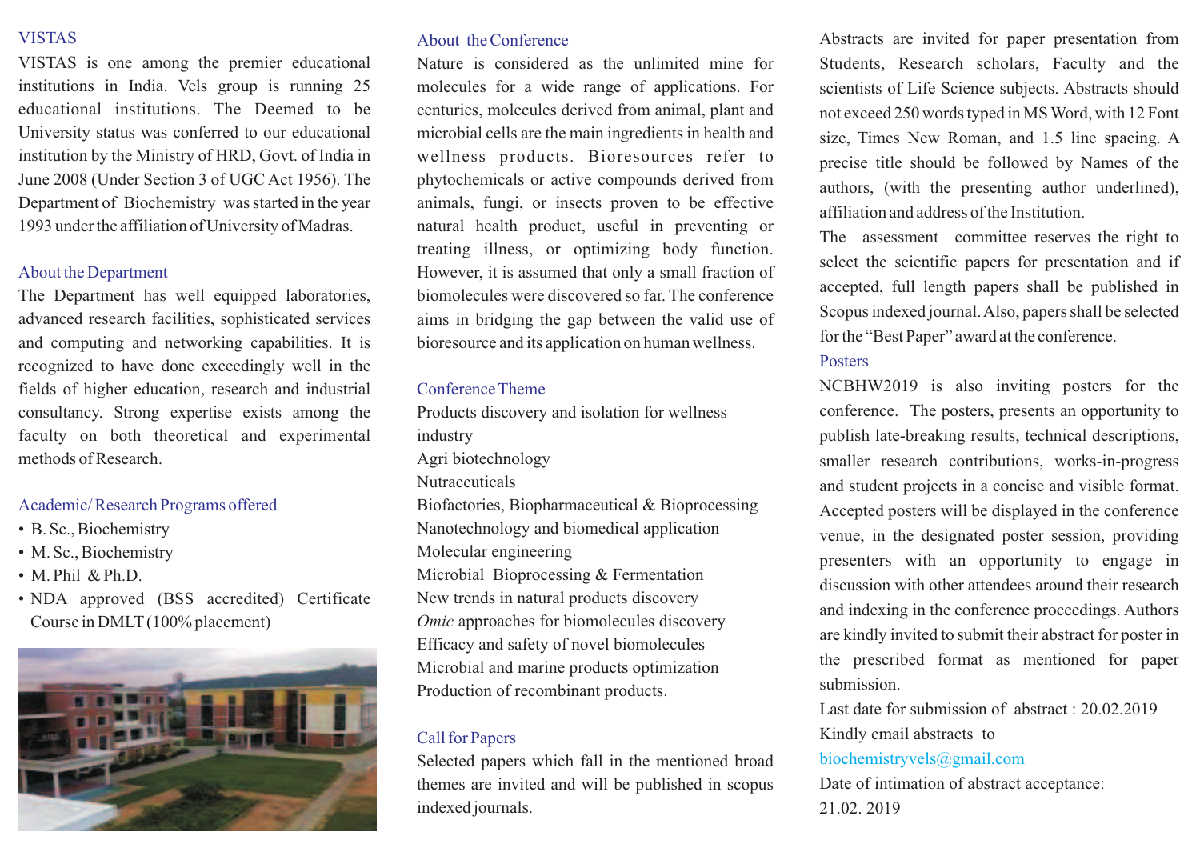## VISTAS

VISTAS is one among the premier educational institutions in India. Vels group is running 25 educational institutions. The Deemed to be University status was conferred to our educational institution by the Ministry of HRD, Govt. of India in June 2008 (Under Section 3 of UGC Act 1956). The Department of Biochemistry was started in the year 1993 under the affiliation of University of Madras.

## About the Department

The Department has well equipped laboratories, advanced research facilities, sophisticated services and computing and networking capabilities. It is recognized to have done exceedingly well in the fields of higher education, research and industrial consultancy. Strong expertise exists among the faculty on both theoretical and experimental methods of Research.

## Academic/ Research Programs offered

- B. Sc., Biochemistry
- M. Sc., Biochemistry
- M. Phil & Ph.D.
- NDA approved (BSS accredited) Certificate Course in DMLT (100% placement)

## About the Conference

Nature is considered as the unlimited mine for molecules for a wide range of applications. For centuries, molecules derived from animal, plant and microbial cells are the main ingredients in health and wellness products. Bioresources refer to phytochemicals or active compounds derived from animals, fungi, or insects proven to be effective natural health product, useful in preventing or treating illness, or optimizing body function. However, it is assumed that only a small fraction of biomolecules were discovered so far. The conference aims in bridging the gap between the valid use of bioresource and its application on human wellness.

## Conference Theme

Products discovery and isolation for wellness industry
Agri biotechnology
Nutraceuticals
Biofactories, Biopharmaceutical & Bioprocessing
Nanotechnology and biomedical application
Molecular engineering
Microbial Bioprocessing & Fermentation
New trends in natural products discovery
*Omic* approaches for biomolecules discovery
Efficacy and safety of novel biomolecules
Microbial and marine products optimization
Production of recombinant products.

## Call for Papers

Selected papers which fall in the mentioned broad themes are invited and will be published in scopus indexed journals.

Abstracts are invited for paper presentation from Students, Research scholars, Faculty and the scientists of Life Science subjects. Abstracts should not exceed 250 words typed in MS Word, with 12 Font size, Times New Roman, and 1.5 line spacing. A precise title should be followed by Names of the authors, (with the presenting author underlined), affiliation and address of the Institution.

The assessment committee reserves the right to select the scientific papers for presentation and if accepted, full length papers shall be published in Scopus indexed journal. Also, papers shall be selected for the "Best Paper" award at the conference.

## Posters

NCBHW2019 is also inviting posters for the conference. The posters, presents an opportunity to publish late-breaking results, technical descriptions, smaller research contributions, works-in-progress and student projects in a concise and visible format. Accepted posters will be displayed in the conference venue, in the designated poster session, providing presenters with an opportunity to engage in discussion with other attendees around their research and indexing in the conference proceedings. Authors are kindly invited to submit their abstract for poster in the prescribed format as mentioned for paper submission.

Last date for submission of abstract : 20.02.2019

Kindly email abstracts to

biochemistryvels@gmail.com

Date of intimation of abstract acceptance:
21.02. 2019